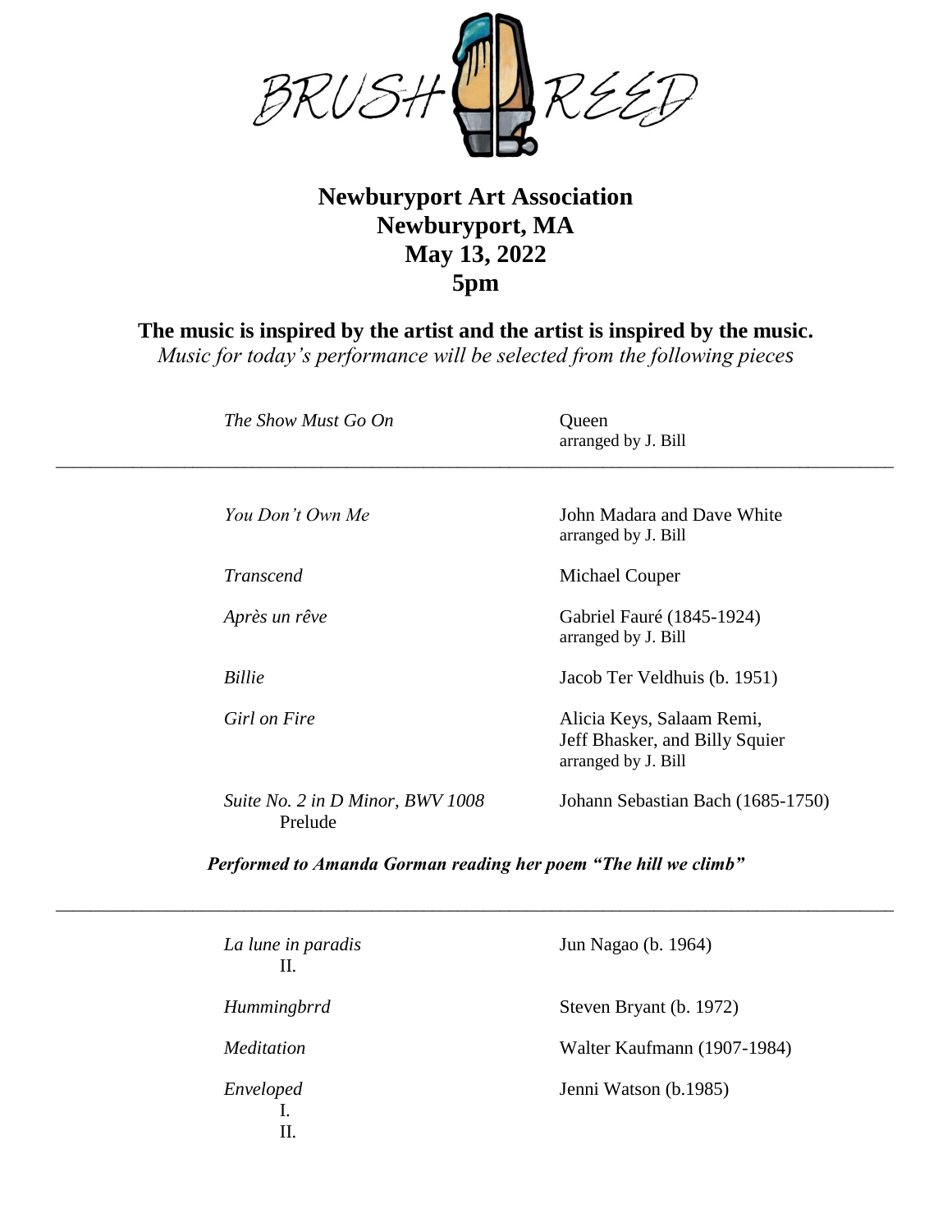# BRUSH REED

## Newburyport Art Association
## Newburyport, MA
## May 13, 2022
## 5pm

**The music is inspired by the artist and the artist is inspired by the music.**

*Music for today's performance will be selected from the following pieces*

| | |
|---|---|
| *The Show Must Go On* | Queen<br>arranged by J. Bill |

---

| | |
|---|---|
| *You Don't Own Me* | John Madara and Dave White<br>arranged by J. Bill |
| *Transcend* | Michael Couper |
| *Après un rêve* | Gabriel Fauré (1845-1924)<br>arranged by J. Bill |
| *Billie* | Jacob Ter Veldhuis (b. 1951) |
| *Girl on Fire* | Alicia Keys, Salaam Remi,<br>Jeff Bhasker, and Billy Squier<br>arranged by J. Bill |
| *Suite No. 2 in D Minor, BWV 1008*<br>Prelude | Johann Sebastian Bach (1685-1750) |

***Performed to Amanda Gorman reading her poem "The hill we climb"***

---

| | |
|---|---|
| *La lune in paradis*<br>II. | Jun Nagao (b. 1964) |
| *Hummingbrrd* | Steven Bryant (b. 1972) |
| *Meditation* | Walter Kaufmann (1907-1984) |
| *Enveloped*<br>I.<br>II. | Jenni Watson (b.1985) |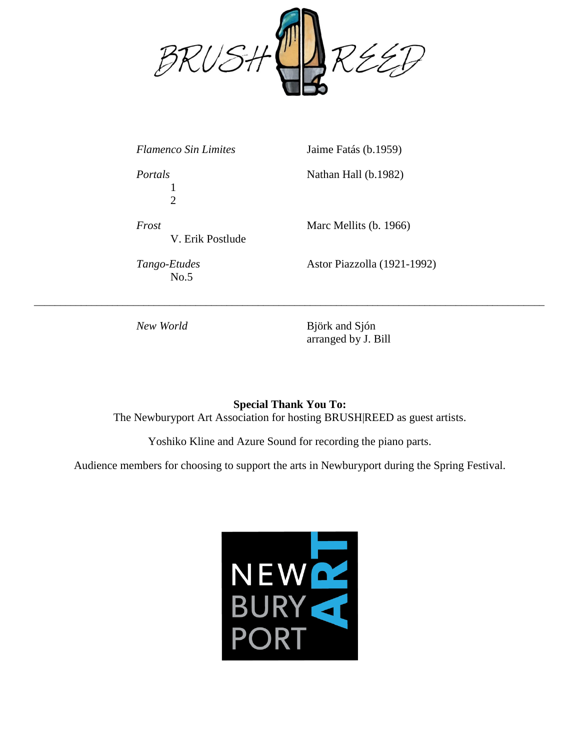BRUSH|REED

| | |
|---|---|
| *Flamenco Sin Limites* | Jaime Fatás (b.1959) |
| *Portals*<br>1<br>2 | Nathan Hall (b.1982) |
| *Frost*<br>V. Erik Postlude | Marc Mellits (b. 1966) |
| *Tango-Etudes*<br>No.5 | Astor Piazzolla (1921-1992) |

---

| | |
|---|---|
| *New World* | Björk and Sjón<br>arranged by J. Bill |

**Special Thank You To:**

The Newburyport Art Association for hosting BRUSH|REED as guest artists.

Yoshiko Kline and Azure Sound for recording the piano parts.

Audience members for choosing to support the arts in Newburyport during the Spring Festival.

NEWBURYPORT ART